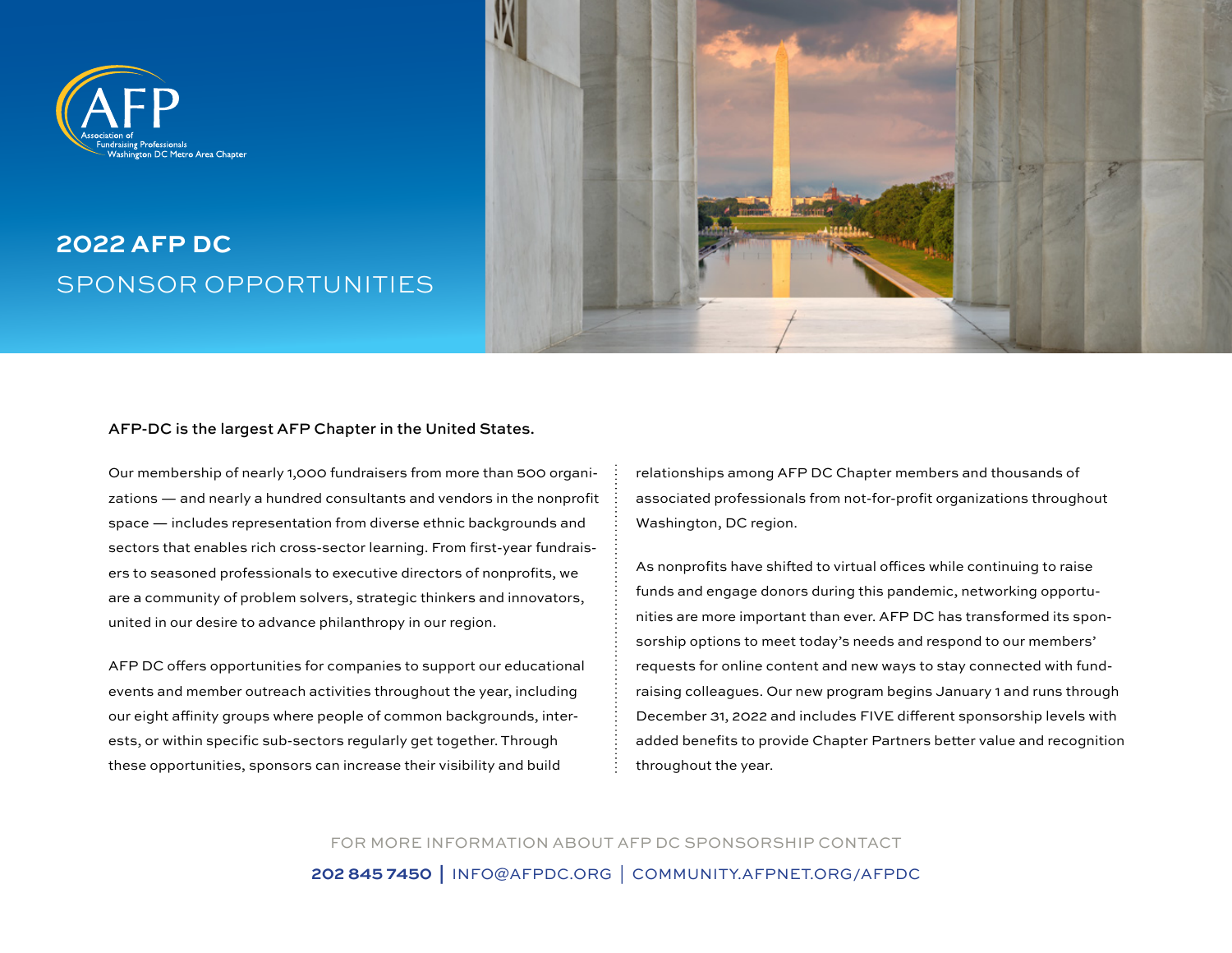AFP
Association of Fundraising Professionals
Washington DC Metro Area Chapter

# 2022 AFP DC SPONSOR OPPORTUNITIES

**AFP-DC is the largest AFP Chapter in the United States.**

Our membership of nearly 1,000 fundraisers from more than 500 organizations — and nearly a hundred consultants and vendors in the nonprofit space — includes representation from diverse ethnic backgrounds and sectors that enables rich cross-sector learning. From first-year fundraisers to seasoned professionals to executive directors of nonprofits, we are a community of problem solvers, strategic thinkers and innovators, united in our desire to advance philanthropy in our region.

AFP DC offers opportunities for companies to support our educational events and member outreach activities throughout the year, including our eight affinity groups where people of common backgrounds, interests, or within specific sub-sectors regularly get together. Through these opportunities, sponsors can increase their visibility and build relationships among AFP DC Chapter members and thousands of associated professionals from not-for-profit organizations throughout Washington, DC region.

As nonprofits have shifted to virtual offices while continuing to raise funds and engage donors during this pandemic, networking opportunities are more important than ever. AFP DC has transformed its sponsorship options to meet today's needs and respond to our members' requests for online content and new ways to stay connected with fundraising colleagues. Our new program begins January 1 and runs through December 31, 2022 and includes FIVE different sponsorship levels with added benefits to provide Chapter Partners better value and recognition throughout the year.

FOR MORE INFORMATION ABOUT AFP DC SPONSORSHIP CONTACT

**202 845 7450** | INFO@AFPDC.ORG | COMMUNITY.AFPNET.ORG/AFPDC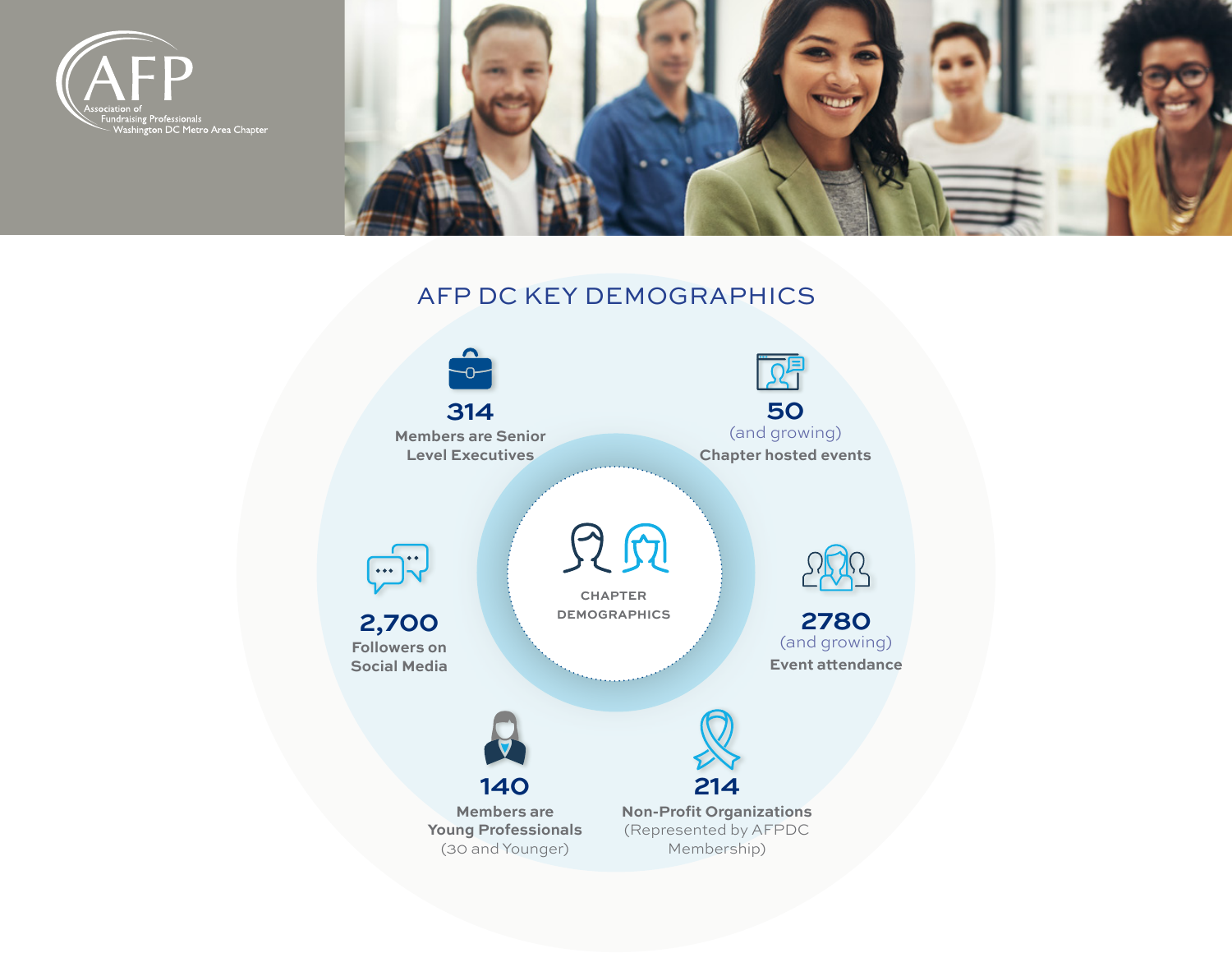AFP

Association of Fundraising Professionals
Washington DC Metro Area Chapter

## AFP DC KEY DEMOGRAPHICS

**314**
Members are Senior Level Executives

**50**
(and growing)
Chapter hosted events

CHAPTER DEMOGRAPHICS

**2,700**
Followers on Social Media

**2780**
(and growing)
Event attendance

**140**
Members are Young Professionals
(30 and Younger)

**214**
Non-Profit Organizations
(Represented by AFPDC Membership)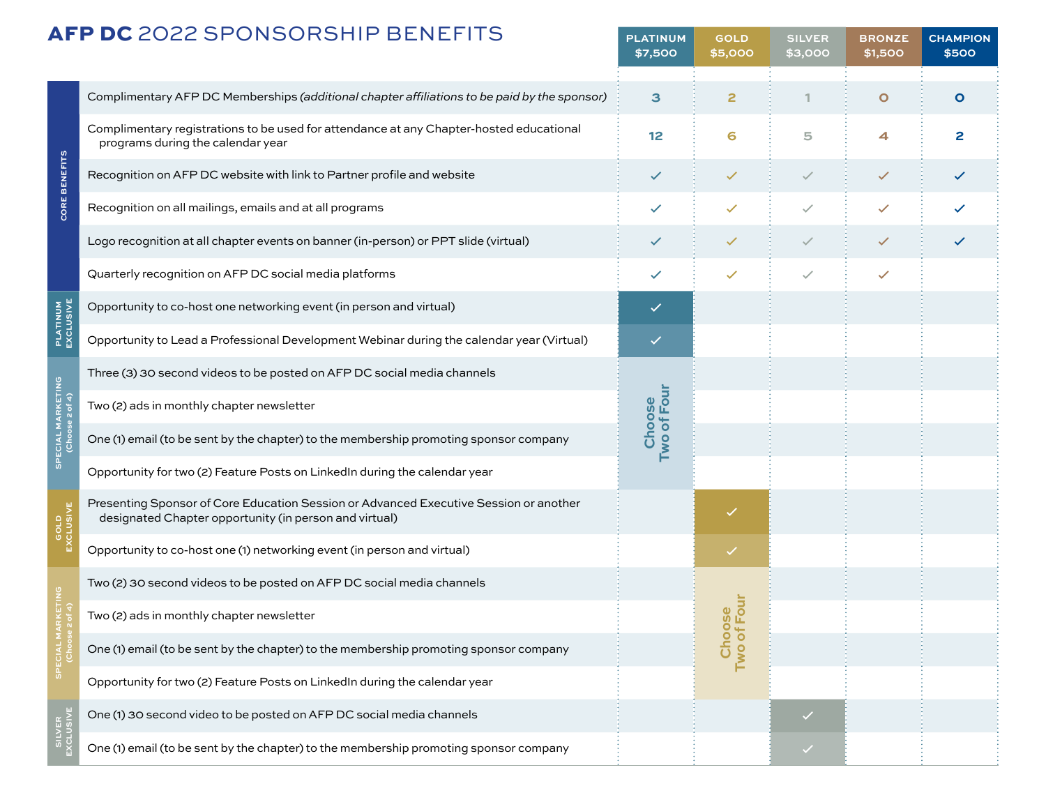# AFP DC 2022 SPONSORSHIP BENEFITS

| | | PLATINUM $7,500 | GOLD $5,000 | SILVER $3,000 | BRONZE $1,500 | CHAMPION $500 |
|---|---|---|---|---|---|---|
| CORE BENEFITS | Complimentary AFP DC Memberships *(additional chapter affiliations to be paid by the sponsor)* | 3 | 2 | 1 | 0 | 0 |
| | Complimentary registrations to be used for attendance at any Chapter-hosted educational programs during the calendar year | 12 | 6 | 5 | 4 | 2 |
| | Recognition on AFP DC website with link to Partner profile and website | ✓ | ✓ | ✓ | ✓ | ✓ |
| | Recognition on all mailings, emails and at all programs | ✓ | ✓ | ✓ | ✓ | ✓ |
| | Logo recognition at all chapter events on banner (in-person) or PPT slide (virtual) | ✓ | ✓ | ✓ | ✓ | ✓ |
| | Quarterly recognition on AFP DC social media platforms | ✓ | ✓ | ✓ | ✓ | |
| PLATINUM EXCLUSIVE | Opportunity to co-host one networking event (in person and virtual) | ✓ | | | | |
| | Opportunity to Lead a Professional Development Webinar during the calendar year (Virtual) | ✓ | | | | |
| SPECIAL MARKETING (Choose 2 of 4) | Three (3) 30 second videos to be posted on AFP DC social media channels | Choose Two of Four | | | | |
| | Two (2) ads in monthly chapter newsletter | | | | | |
| | One (1) email (to be sent by the chapter) to the membership promoting sponsor company | | | | | |
| | Opportunity for two (2) Feature Posts on LinkedIn during the calendar year | | | | | |
| GOLD EXCLUSIVE | Presenting Sponsor of Core Education Session or Advanced Executive Session or another designated Chapter opportunity (in person and virtual) | | ✓ | | | |
| | Opportunity to co-host one (1) networking event (in person and virtual) | | ✓ | | | |
| SPECIAL MARKETING (Choose 2 of 4) | Two (2) 30 second videos to be posted on AFP DC social media channels | | Choose Two of Four | | | |
| | Two (2) ads in monthly chapter newsletter | | | | | |
| | One (1) email (to be sent by the chapter) to the membership promoting sponsor company | | | | | |
| | Opportunity for two (2) Feature Posts on LinkedIn during the calendar year | | | | | |
| SILVER EXCLUSIVE | One (1) 30 second video to be posted on AFP DC social media channels | | | ✓ | | |
| | One (1) email (to be sent by the chapter) to the membership promoting sponsor company | | | ✓ | | |